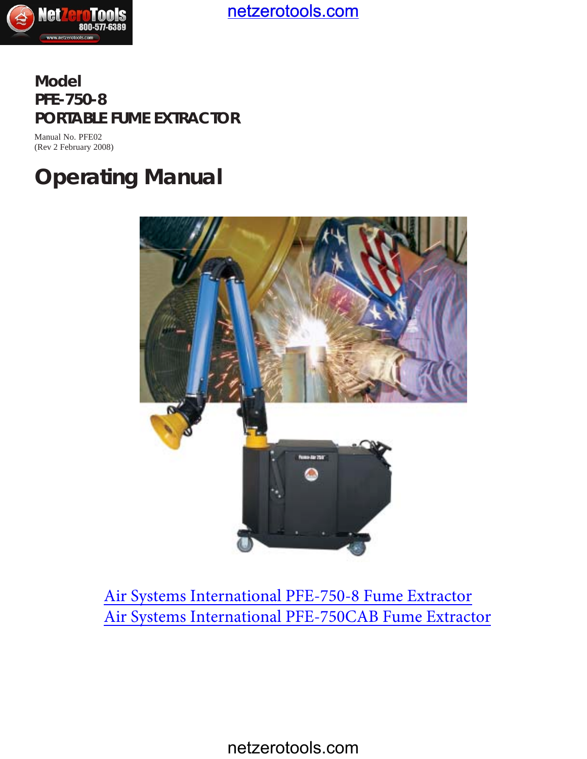# Model
# PFE-750-8
# PORTABLE FUME EXTRACTOR

Manual No. PFE02
(Rev 2 February 2008)

# Operating Manual

Air Systems International PFE-750-8 Fume Extractor
Air Systems International PFE-750CAB Fume Extractor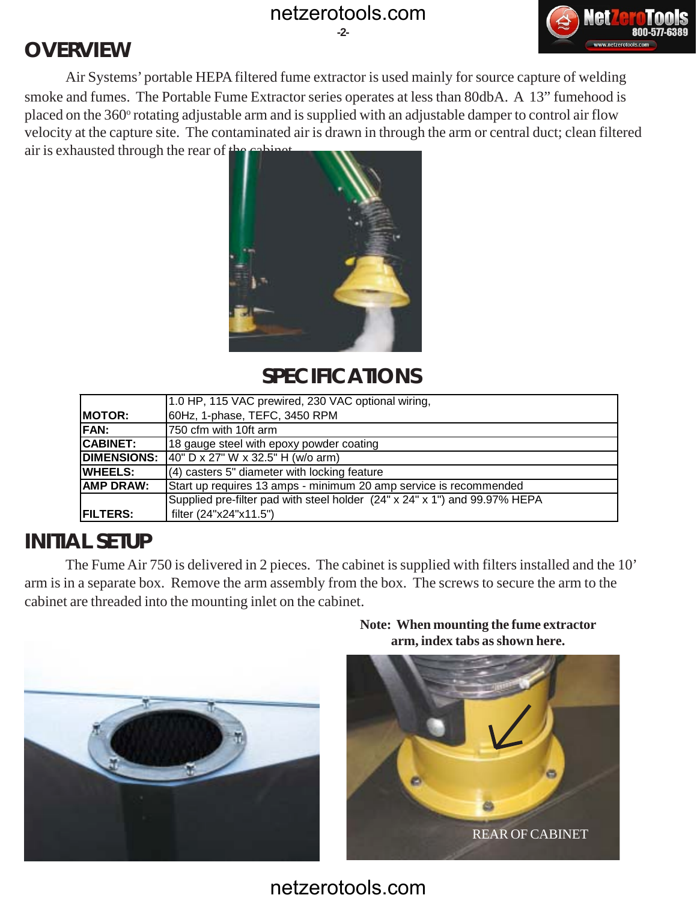## OVERVIEW

Air Systems' portable HEPA filtered fume extractor is used mainly for source capture of welding smoke and fumes. The Portable Fume Extractor series operates at less than 80dbA. A 13" fumehood is placed on the 360º rotating adjustable arm and is supplied with an adjustable damper to control air flow velocity at the capture site. The contaminated air is drawn in through the arm or central duct; clean filtered air is exhausted through the rear of the cabinet.

## SPECIFICATIONS

| | |
|---|---|
| **MOTOR:** | 1.0 HP, 115 VAC prewired, 230 VAC optional wiring, 60Hz, 1-phase, TEFC, 3450 RPM |
| **FAN:** | 750 cfm with 10ft arm |
| **CABINET:** | 18 gauge steel with epoxy powder coating |
| **DIMENSIONS:** | 40" D x 27" W x 32.5" H (w/o arm) |
| **WHEELS:** | (4) casters 5" diameter with locking feature |
| **AMP DRAW:** | Start up requires 13 amps - minimum 20 amp service is recommended |
| **FILTERS:** | Supplied pre-filter pad with steel holder (24" x 24" x 1") and 99.97% HEPA filter (24"x24"x11.5") |

## INITIAL SETUP

The Fume Air 750 is delivered in 2 pieces. The cabinet is supplied with filters installed and the 10' arm is in a separate box. Remove the arm assembly from the box. The screws to secure the arm to the cabinet are threaded into the mounting inlet on the cabinet.

**Note: When mounting the fume extractor arm, index tabs as shown here.**

REAR OF CABINET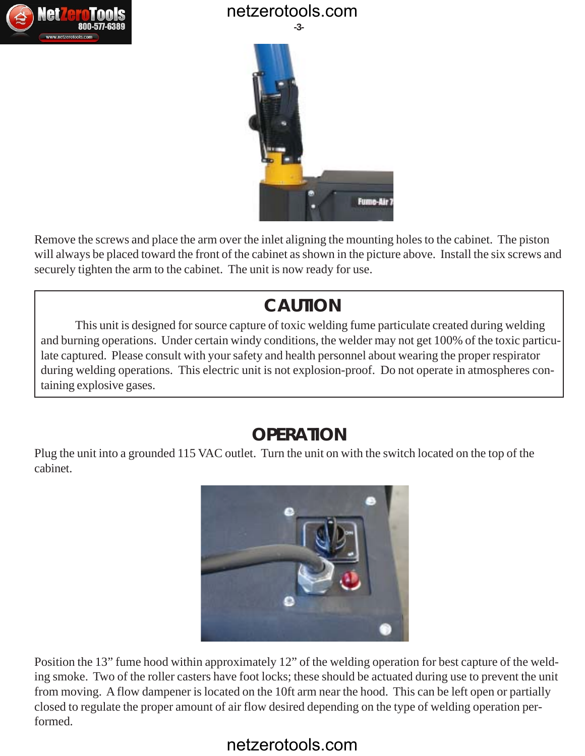Remove the screws and place the arm over the inlet aligning the mounting holes to the cabinet. The piston will always be placed toward the front of the cabinet as shown in the picture above. Install the six screws and securely tighten the arm to the cabinet. The unit is now ready for use.

> **CAUTION**
>
> This unit is designed for source capture of toxic welding fume particulate created during welding and burning operations. Under certain windy conditions, the welder may not get 100% of the toxic particulate captured. Please consult with your safety and health personnel about wearing the proper respirator during welding operations. This electric unit is not explosion-proof. Do not operate in atmospheres containing explosive gases.

## OPERATION

Plug the unit into a grounded 115 VAC outlet. Turn the unit on with the switch located on the top of the cabinet.

Position the 13" fume hood within approximately 12" of the welding operation for best capture of the welding smoke. Two of the roller casters have foot locks; these should be actuated during use to prevent the unit from moving. A flow dampener is located on the 10ft arm near the hood. This can be left open or partially closed to regulate the proper amount of air flow desired depending on the type of welding operation performed.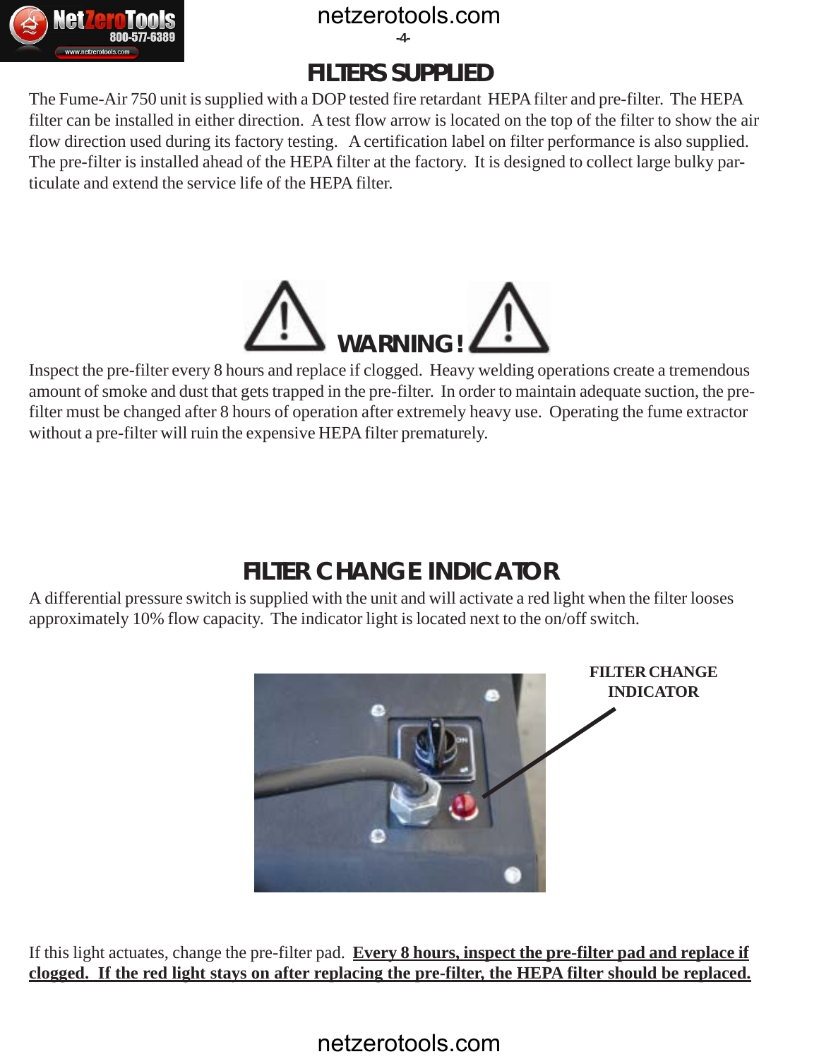## FILTERS SUPPLIED

The Fume-Air 750 unit is supplied with a DOP tested fire retardant HEPA filter and pre-filter. The HEPA filter can be installed in either direction. A test flow arrow is located on the top of the filter to show the air flow direction used during its factory testing. A certification label on filter performance is also supplied. The pre-filter is installed ahead of the HEPA filter at the factory. It is designed to collect large bulky particulate and extend the service life of the HEPA filter.

## WARNING!

Inspect the pre-filter every 8 hours and replace if clogged. Heavy welding operations create a tremendous amount of smoke and dust that gets trapped in the pre-filter. In order to maintain adequate suction, the pre-filter must be changed after 8 hours of operation after extremely heavy use. Operating the fume extractor without a pre-filter will ruin the expensive HEPA filter prematurely.

## FILTER CHANGE INDICATOR

A differential pressure switch is supplied with the unit and will activate a red light when the filter looses approximately 10% flow capacity. The indicator light is located next to the on/off switch.

**FILTER CHANGE INDICATOR**

If this light actuates, change the pre-filter pad. **Every 8 hours, inspect the pre-filter pad and replace if clogged. If the red light stays on after replacing the pre-filter, the HEPA filter should be replaced.**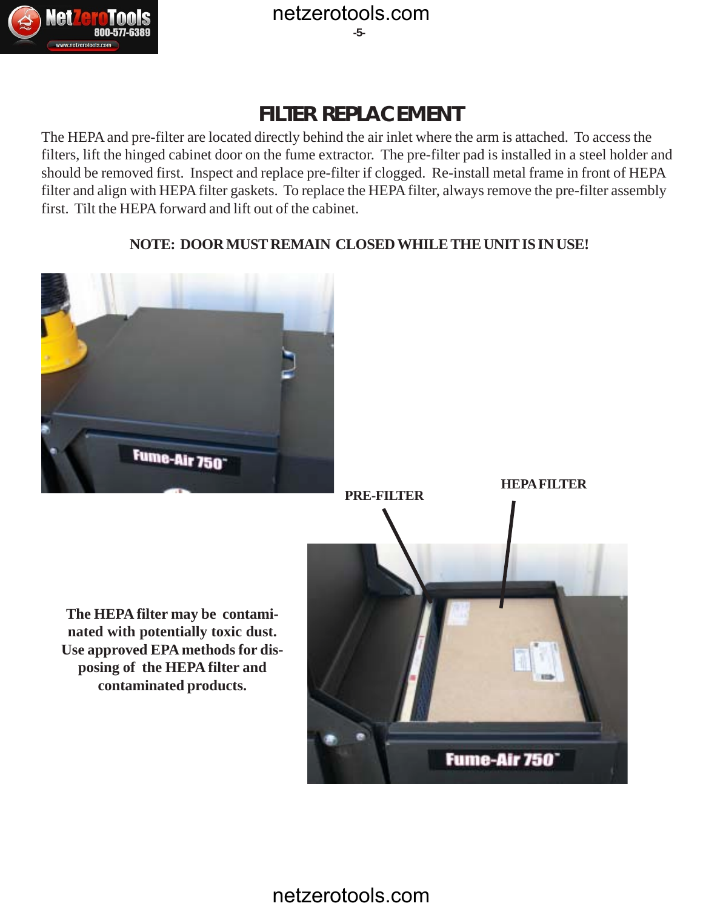# FILTER REPLACEMENT

The HEPA and pre-filter are located directly behind the air inlet where the arm is attached. To access the filters, lift the hinged cabinet door on the fume extractor. The pre-filter pad is installed in a steel holder and should be removed first. Inspect and replace pre-filter if clogged. Re-install metal frame in front of HEPA filter and align with HEPA filter gaskets. To replace the HEPA filter, always remove the pre-filter assembly first. Tilt the HEPA forward and lift out of the cabinet.

**NOTE: DOOR MUST REMAIN CLOSED WHILE THE UNIT IS IN USE!**

**PRE-FILTER**

**HEPA FILTER**

**The HEPA filter may be contaminated with potentially toxic dust. Use approved EPA methods for disposing of the HEPA filter and contaminated products.**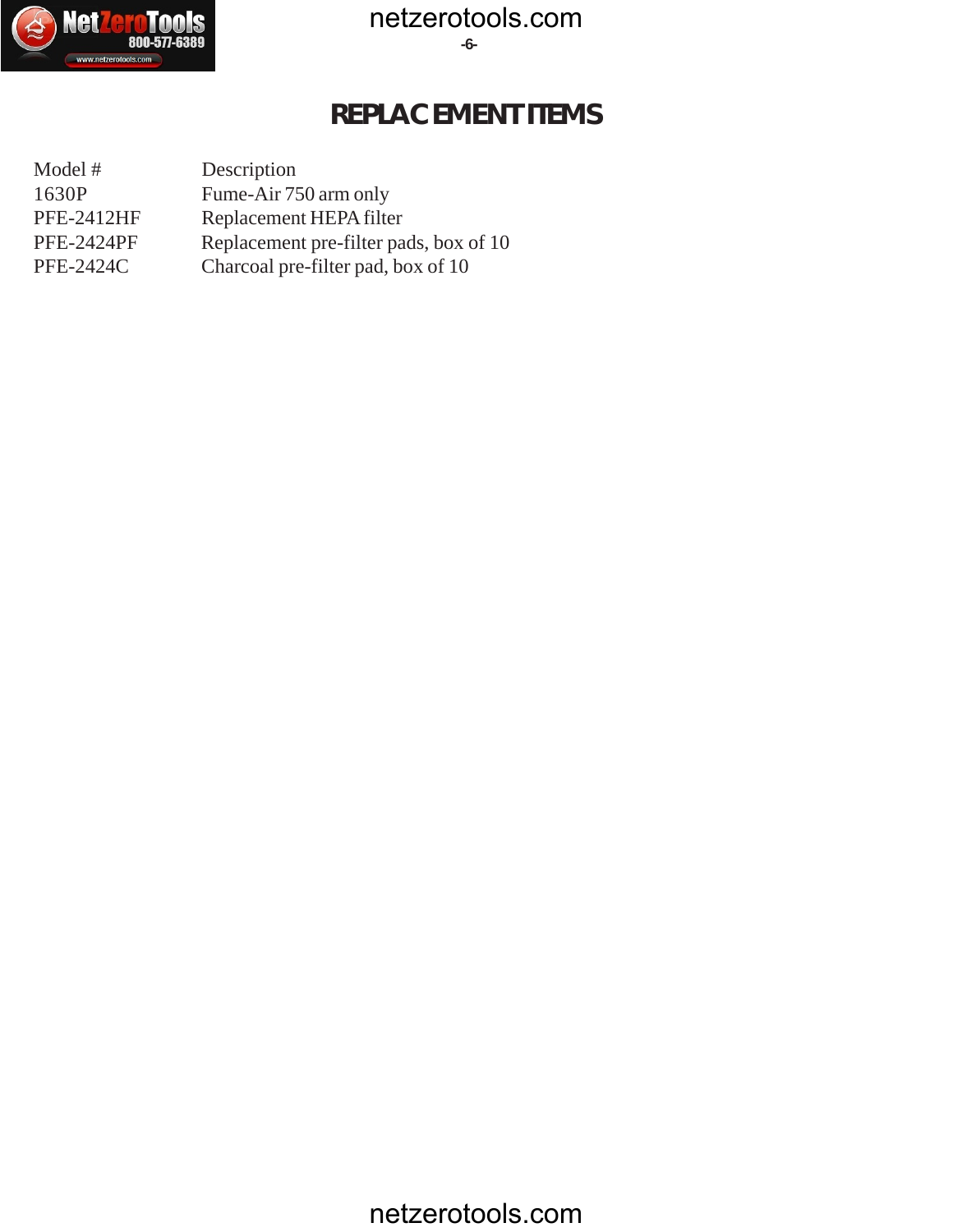# REPLACEMENT ITEMS

| Model # | Description |
| --- | --- |
| 1630P | Fume-Air 750 arm only |
| PFE-2412HF | Replacement HEPA filter |
| PFE-2424PF | Replacement pre-filter pads, box of 10 |
| PFE-2424C | Charcoal pre-filter pad, box of 10 |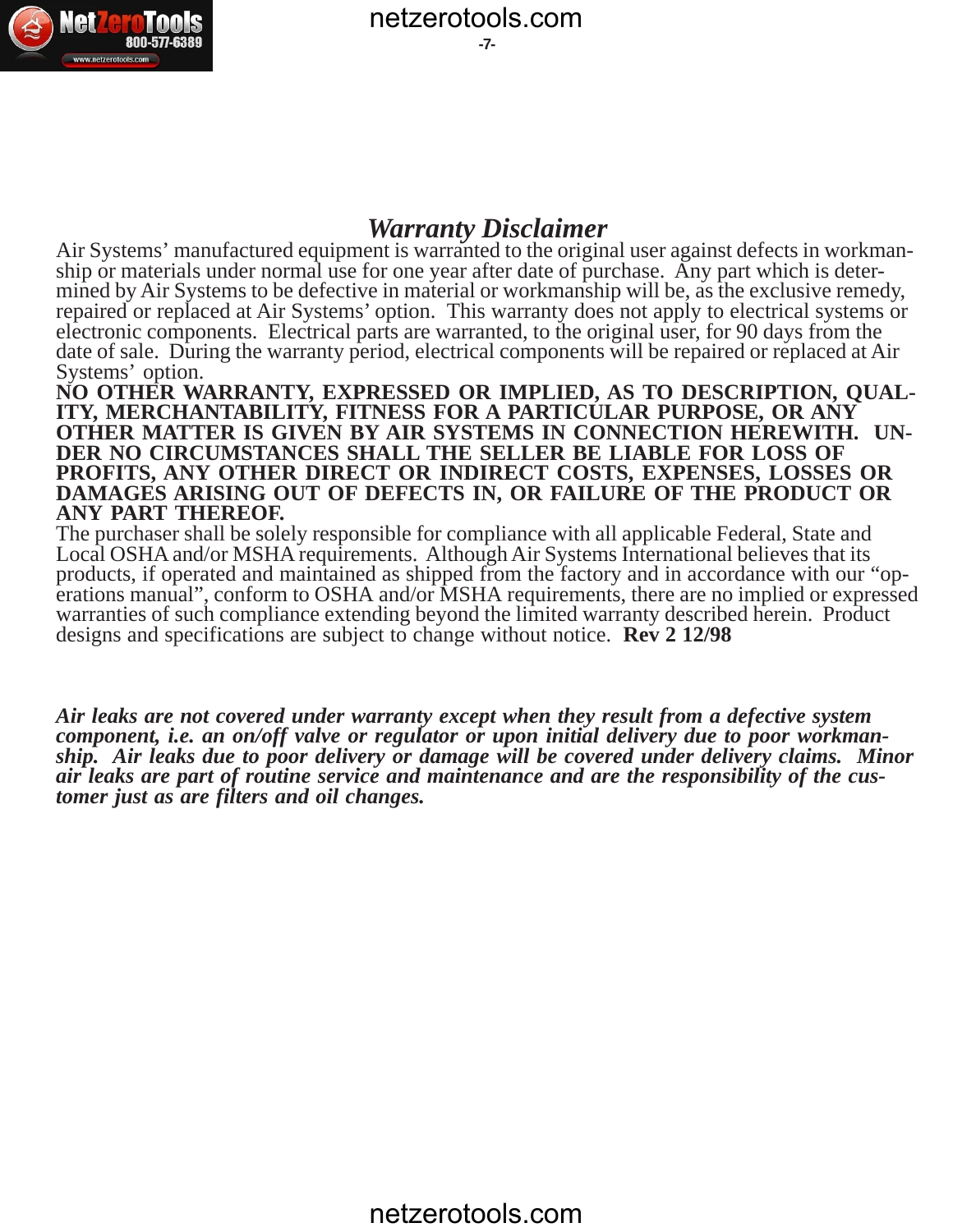## *Warranty Disclaimer*

Air Systems' manufactured equipment is warranted to the original user against defects in workmanship or materials under normal use for one year after date of purchase. Any part which is determined by Air Systems to be defective in material or workmanship will be, as the exclusive remedy, repaired or replaced at Air Systems' option. This warranty does not apply to electrical systems or electronic components. Electrical parts are warranted, to the original user, for 90 days from the date of sale. During the warranty period, electrical components will be repaired or replaced at Air Systems' option.

**NO OTHER WARRANTY, EXPRESSED OR IMPLIED, AS TO DESCRIPTION, QUALITY, MERCHANTABILITY, FITNESS FOR A PARTICULAR PURPOSE, OR ANY OTHER MATTER IS GIVEN BY AIR SYSTEMS IN CONNECTION HEREWITH. UNDER NO CIRCUMSTANCES SHALL THE SELLER BE LIABLE FOR LOSS OF PROFITS, ANY OTHER DIRECT OR INDIRECT COSTS, EXPENSES, LOSSES OR DAMAGES ARISING OUT OF DEFECTS IN, OR FAILURE OF THE PRODUCT OR ANY PART THEREOF.**

The purchaser shall be solely responsible for compliance with all applicable Federal, State and Local OSHA and/or MSHA requirements. Although Air Systems International believes that its products, if operated and maintained as shipped from the factory and in accordance with our "operations manual", conform to OSHA and/or MSHA requirements, there are no implied or expressed warranties of such compliance extending beyond the limited warranty described herein. Product designs and specifications are subject to change without notice. **Rev 2 12/98**

***Air leaks are not covered under warranty except when they result from a defective system component, i.e. an on/off valve or regulator or upon initial delivery due to poor workmanship. Air leaks due to poor delivery or damage will be covered under delivery claims. Minor air leaks are part of routine service and maintenance and are the responsibility of the customer just as are filters and oil changes.***